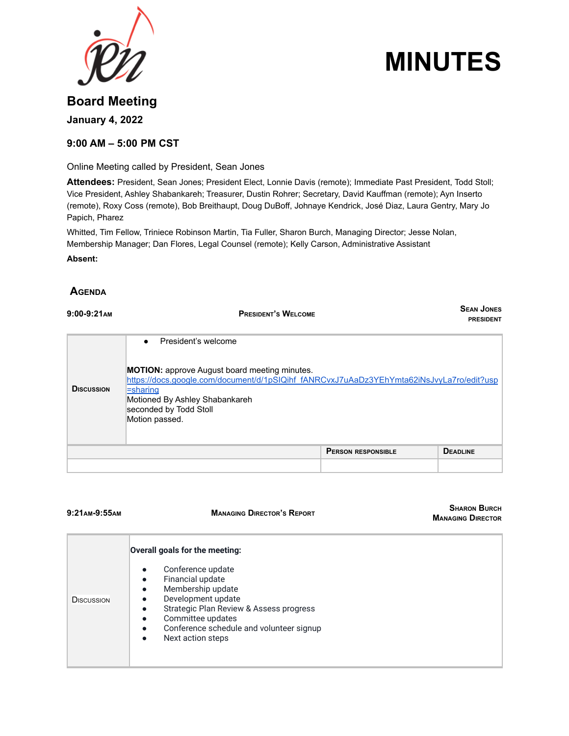# MINUTES

## Board Meeting

**January 4, 2022**

**9:00 AM – 5:00 PM CST**

Online Meeting called by President, Sean Jones

**Attendees:** President, Sean Jones; President Elect, Lonnie Davis (remote); Immediate Past President, Todd Stoll; Vice President, Ashley Shabankareh; Treasurer, Dustin Rohrer; Secretary, David Kauffman (remote); Ayn Inserto (remote), Roxy Coss (remote), Bob Breithaupt, Doug DuBoff, Johnaye Kendrick, José Diaz, Laura Gentry, Mary Jo Papich, Pharez

Whitted, Tim Fellow, Triniece Robinson Martin, Tia Fuller, Sharon Burch, Managing Director; Jesse Nolan, Membership Manager; Dan Flores, Legal Counsel (remote); Kelly Carson, Administrative Assistant

**Absent:**

## Agenda

**9:00-9:21AM** | **PRESIDENT'S WELCOME** | **SEAN JONES, PRESIDENT**

| | | | |
|---|---|---|---|
| **DISCUSSION** | • President's welcome<br><br>**MOTION:** approve August board meeting minutes.<br>https://docs.google.com/document/d/1pSIQihf_fANRCvxJ7uAaDz3YEhYmta62iNsJvyLa7ro/edit?usp=sharing<br>Motioned By Ashley Shabankareh<br>seconded by Todd Stoll<br>Motion passed. | | |
| | | **PERSON RESPONSIBLE** | **DEADLINE** |
| | | | |

**9:21AM-9:55AM** | **MANAGING DIRECTOR'S REPORT** | **SHARON BURCH, MANAGING DIRECTOR**

| | |
|---|---|
| **DISCUSSION** | **Overall goals for the meeting:**<br>• Conference update<br>• Financial update<br>• Membership update<br>• Development update<br>• Strategic Plan Review & Assess progress<br>• Committee updates<br>• Conference schedule and volunteer signup<br>• Next action steps |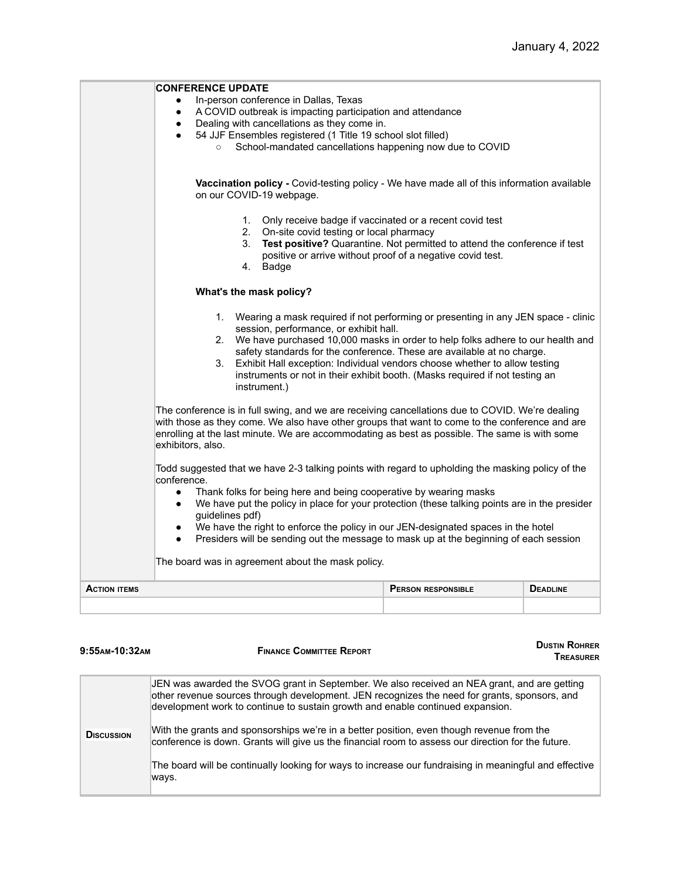January 4, 2022

**CONFERENCE UPDATE**

- In-person conference in Dallas, Texas
- A COVID outbreak is impacting participation and attendance
- Dealing with cancellations as they come in.
- 54 JJF Ensembles registered (1 Title 19 school slot filled)
  - School-mandated cancellations happening now due to COVID

**Vaccination policy -** Covid-testing policy - We have made all of this information available on our COVID-19 webpage.

1. Only receive badge if vaccinated or a recent covid test
2. On-site covid testing or local pharmacy
3. **Test positive?** Quarantine. Not permitted to attend the conference if test positive or arrive without proof of a negative covid test.
4. Badge

**What's the mask policy?**

1. Wearing a mask required if not performing or presenting in any JEN space - clinic session, performance, or exhibit hall.
2. We have purchased 10,000 masks in order to help folks adhere to our health and safety standards for the conference. These are available at no charge.
3. Exhibit Hall exception: Individual vendors choose whether to allow testing instruments or not in their exhibit booth. (Masks required if not testing an instrument.)

The conference is in full swing, and we are receiving cancellations due to COVID. We're dealing with those as they come. We also have other groups that want to come to the conference and are enrolling at the last minute. We are accommodating as best as possible. The same is with some exhibitors, also.

Todd suggested that we have 2-3 talking points with regard to upholding the masking policy of the conference.

- Thank folks for being here and being cooperative by wearing masks
- We have put the policy in place for your protection (these talking points are in the presider guidelines pdf)
- We have the right to enforce the policy in our JEN-designated spaces in the hotel
- Presiders will be sending out the message to mask up at the beginning of each session

The board was in agreement about the mask policy.

| Action items | Person responsible | Deadline |
|---|---|---|
| | | |

**9:55am-10:32am** | **Finance Committee Report** | **Dustin Rohrer, Treasurer**

| | |
|---|---|
| **Discussion** | JEN was awarded the SVOG grant in September. We also received an NEA grant, and are getting other revenue sources through development. JEN recognizes the need for grants, sponsors, and development work to continue to sustain growth and enable continued expansion.<br><br>With the grants and sponsorships we're in a better position, even though revenue from the conference is down. Grants will give us the financial room to assess our direction for the future.<br><br>The board will be continually looking for ways to increase our fundraising in meaningful and effective ways. |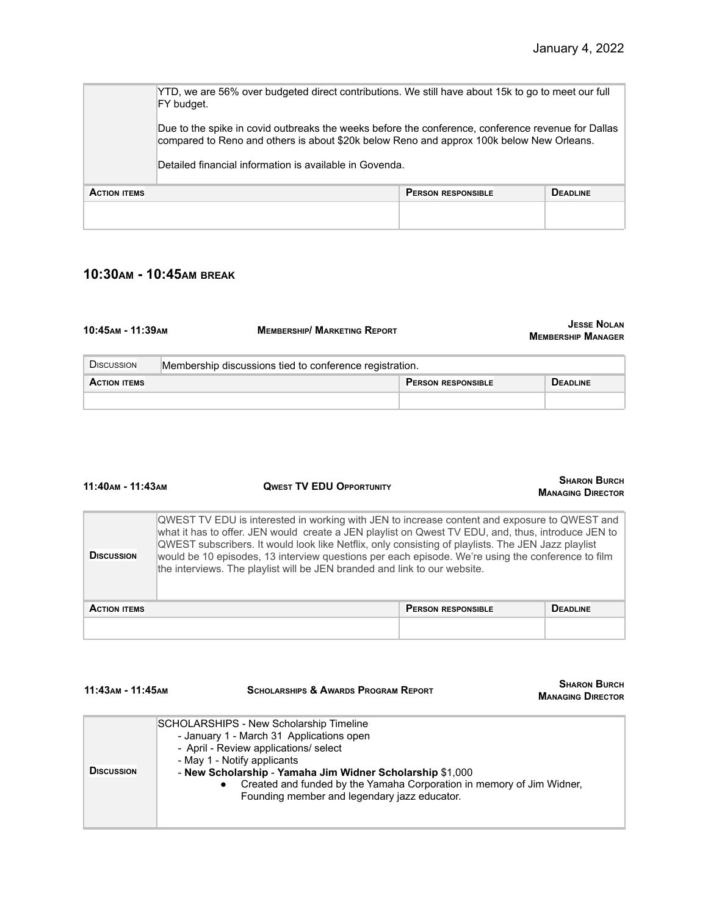January 4, 2022

| | |
|---|---|
| | YTD, we are 56% over budgeted direct contributions. We still have about 15k to go to meet our full FY budget.<br><br>Due to the spike in covid outbreaks the weeks before the conference, conference revenue for Dallas compared to Reno and others is about $20k below Reno and approx 100k below New Orleans.<br><br>Detailed financial information is available in Govenda. |

| **Action items** | **Person responsible** | **Deadline** |
|---|---|---|
| | | |

## 10:30AM - 10:45AM BREAK

**10:45AM - 11:39AM** — **Membership/ Marketing Report** — **Jesse Nolan, Membership Manager**

| | |
|---|---|
| Discussion | Membership discussions tied to conference registration. |

| **Action items** | **Person responsible** | **Deadline** |
|---|---|---|
| | | |

**11:40AM - 11:43AM** — **Qwest TV EDU Opportunity** — **Sharon Burch, Managing Director**

| | |
|---|---|
| **Discussion** | QWEST TV EDU is interested in working with JEN to increase content and exposure to QWEST and what it has to offer. JEN would create a JEN playlist on Qwest TV EDU, and, thus, introduce JEN to QWEST subscribers. It would look like Netflix, only consisting of playlists. The JEN Jazz playlist would be 10 episodes, 13 interview questions per each episode. We're using the conference to film the interviews. The playlist will be JEN branded and link to our website. |

| **Action items** | **Person responsible** | **Deadline** |
|---|---|---|
| | | |

**11:43AM - 11:45AM** — **Scholarships & Awards Program Report** — **Sharon Burch, Managing Director**

| | |
|---|---|
| **Discussion** | SCHOLARSHIPS - New Scholarship Timeline<br>- January 1 - March 31 Applications open<br>- April - Review applications/ select<br>- May 1 - Notify applicants<br>- **New Scholarship** - **Yamaha Jim Widner Scholarship** $1,000<br>• Created and funded by the Yamaha Corporation in memory of Jim Widner, Founding member and legendary jazz educator. |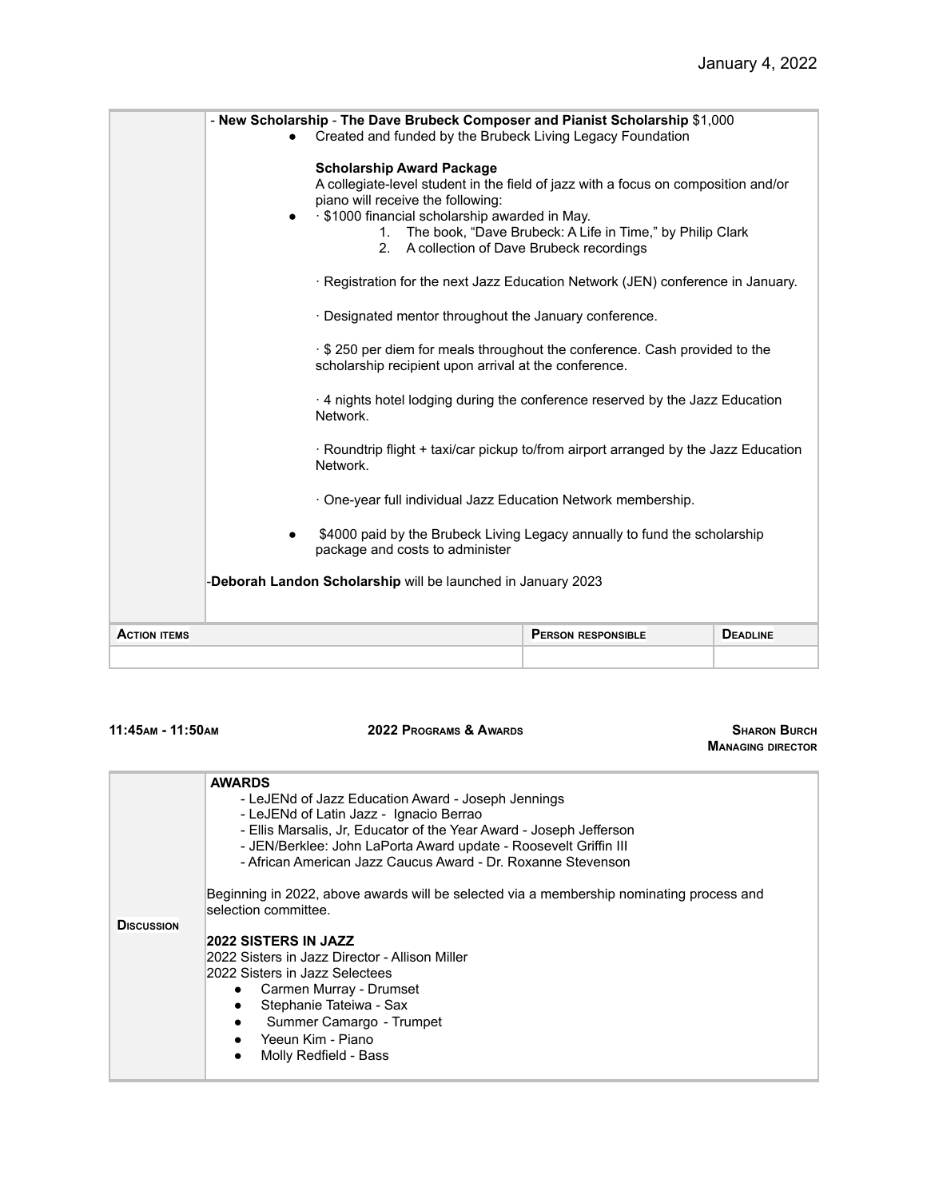| | |
|---|---|
| | - **New Scholarship** - **The Dave Brubeck Composer and Pianist Scholarship** $1,000<br>• Created and funded by the Brubeck Living Legacy Foundation<br><br>**Scholarship Award Package**<br>A collegiate-level student in the field of jazz with a focus on composition and/or piano will receive the following:<br>• · $1000 financial scholarship awarded in May.<br>1. The book, "Dave Brubeck: A Life in Time," by Philip Clark<br>2. A collection of Dave Brubeck recordings<br><br>· Registration for the next Jazz Education Network (JEN) conference in January.<br><br>· Designated mentor throughout the January conference.<br><br>· $ 250 per diem for meals throughout the conference. Cash provided to the scholarship recipient upon arrival at the conference.<br><br>· 4 nights hotel lodging during the conference reserved by the Jazz Education Network.<br><br>· Roundtrip flight + taxi/car pickup to/from airport arranged by the Jazz Education Network.<br><br>· One-year full individual Jazz Education Network membership.<br><br>• $4000 paid by the Brubeck Living Legacy annually to fund the scholarship package and costs to administer<br><br>-**Deborah Landon Scholarship** will be launched in January 2023 |

| **Action items** | **Person responsible** | **Deadline** |
|---|---|---|
| | | |

**11:45am - 11:50am** **2022 Programs & Awards** **Sharon Burch, Managing director**

| | |
|---|---|
| **Discussion** | **AWARDS**<br>- LeJENd of Jazz Education Award - Joseph Jennings<br>- LeJENd of Latin Jazz - Ignacio Berrao<br>- Ellis Marsalis, Jr, Educator of the Year Award - Joseph Jefferson<br>- JEN/Berklee: John LaPorta Award update - Roosevelt Griffin III<br>- African American Jazz Caucus Award - Dr. Roxanne Stevenson<br><br>Beginning in 2022, above awards will be selected via a membership nominating process and selection committee.<br><br>**2022 SISTERS IN JAZZ**<br>2022 Sisters in Jazz Director - Allison Miller<br>2022 Sisters in Jazz Selectees<br>• Carmen Murray - Drumset<br>• Stephanie Tateiwa - Sax<br>• Summer Camargo - Trumpet<br>• Yeeun Kim - Piano<br>• Molly Redfield - Bass |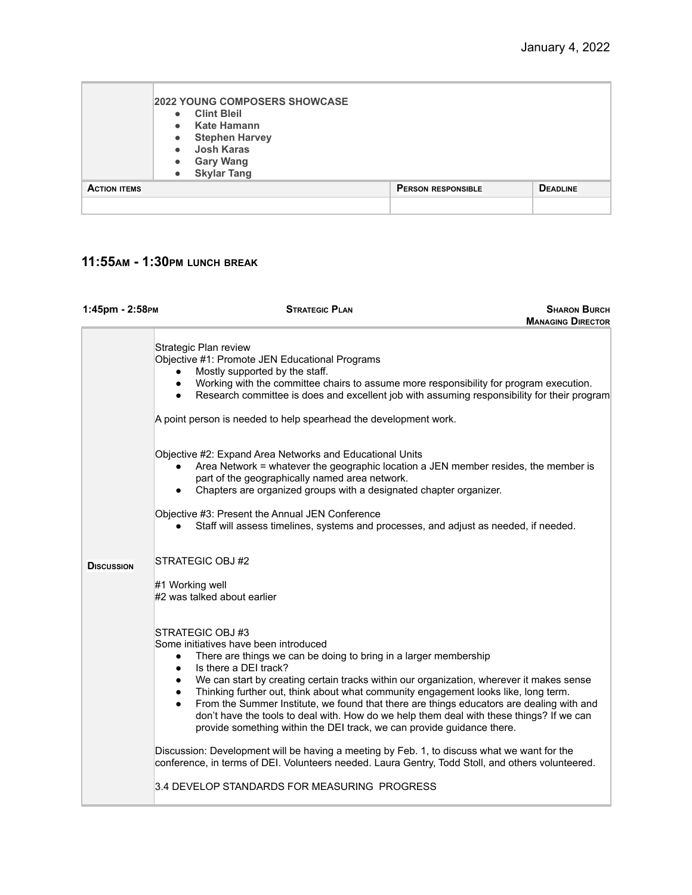January 4, 2022

| | **2022 YOUNG COMPOSERS SHOWCASE**<br>• **Clint Bleil**<br>• **Kate Hamann**<br>• **Stephen Harvey**<br>• **Josh Karas**<br>• **Gary Wang**<br>• **Skylar Tang** | |
|---|---|---|
| **ACTION ITEMS** | **PERSON RESPONSIBLE** | **DEADLINE** |
| | | |

## 11:55AM - 1:30PM LUNCH BREAK

**1:45pm - 2:58PM** | **STRATEGIC PLAN** | **SHARON BURCH, MANAGING DIRECTOR**

**DISCUSSION**

Strategic Plan review

Objective #1: Promote JEN Educational Programs

- Mostly supported by the staff.
- Working with the committee chairs to assume more responsibility for program execution.
- Research committee is does and excellent job with assuming responsibility for their program

A point person is needed to help spearhead the development work.

Objective #2: Expand Area Networks and Educational Units

- Area Network = whatever the geographic location a JEN member resides, the member is part of the geographically named area network.
- Chapters are organized groups with a designated chapter organizer.

Objective #3: Present the Annual JEN Conference

- Staff will assess timelines, systems and processes, and adjust as needed, if needed.

STRATEGIC OBJ #2

#1 Working well
#2 was talked about earlier

STRATEGIC OBJ #3
Some initiatives have been introduced

- There are things we can be doing to bring in a larger membership
- Is there a DEI track?
- We can start by creating certain tracks within our organization, wherever it makes sense
- Thinking further out, think about what community engagement looks like, long term.
- From the Summer Institute, we found that there are things educators are dealing with and don't have the tools to deal with. How do we help them deal with these things? If we can provide something within the DEI track, we can provide guidance there.

Discussion: Development will be having a meeting by Feb. 1, to discuss what we want for the conference, in terms of DEI. Volunteers needed. Laura Gentry, Todd Stoll, and others volunteered.

3.4 DEVELOP STANDARDS FOR MEASURING PROGRESS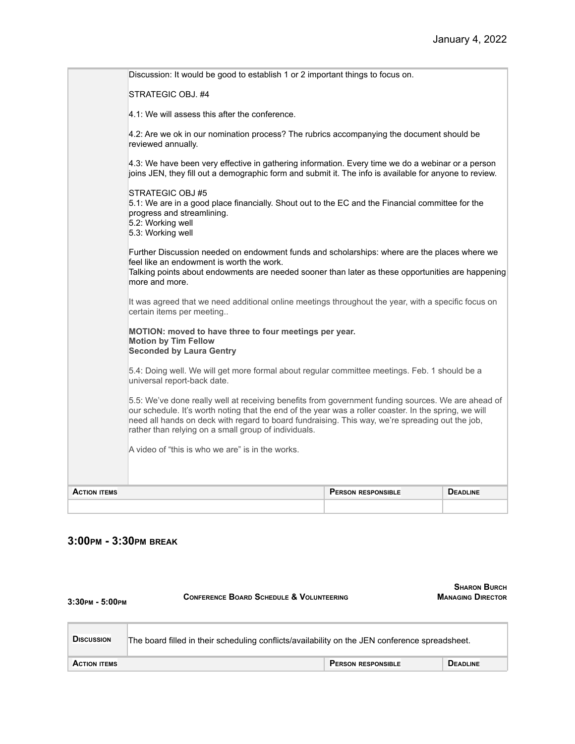January 4, 2022

| | |
|---|---|
| | Discussion: It would be good to establish 1 or 2 important things to focus on.<br><br>STRATEGIC OBJ. #4<br><br>4.1: We will assess this after the conference.<br><br>4.2: Are we ok in our nomination process? The rubrics accompanying the document should be reviewed annually.<br><br>4.3: We have been very effective in gathering information. Every time we do a webinar or a person joins JEN, they fill out a demographic form and submit it. The info is available for anyone to review.<br><br>STRATEGIC OBJ #5<br>5.1: We are in a good place financially. Shout out to the EC and the Financial committee for the progress and streamlining.<br>5.2: Working well<br>5.3: Working well<br><br>Further Discussion needed on endowment funds and scholarships: where are the places where we feel like an endowment is worth the work.<br>Talking points about endowments are needed sooner than later as these opportunities are happening more and more.<br><br>It was agreed that we need additional online meetings throughout the year, with a specific focus on certain items per meeting..<br><br>**MOTION: moved to have three to four meetings per year.**<br>**Motion by Tim Fellow**<br>**Seconded by Laura Gentry**<br><br>5.4: Doing well. We will get more formal about regular committee meetings. Feb. 1 should be a universal report-back date.<br><br>5.5: We've done really well at receiving benefits from government funding sources. We are ahead of our schedule. It's worth noting that the end of the year was a roller coaster. In the spring, we will need all hands on deck with regard to board fundraising. This way, we're spreading out the job, rather than relying on a small group of individuals.<br><br>A video of "this is who we are" is in the works. |

| **ACTION ITEMS** | **PERSON RESPONSIBLE** | **DEADLINE** |
|---|---|---|
| | | |

## 3:00PM - 3:30PM BREAK

**3:30PM - 5:00PM** **CONFERENCE BOARD SCHEDULE & VOLUNTEERING** **SHARON BURCH, MANAGING DIRECTOR**

| | |
|---|---|
| **DISCUSSION** | The board filled in their scheduling conflicts/availability on the JEN conference spreadsheet. |

| **ACTION ITEMS** | **PERSON RESPONSIBLE** | **DEADLINE** |
|---|---|---|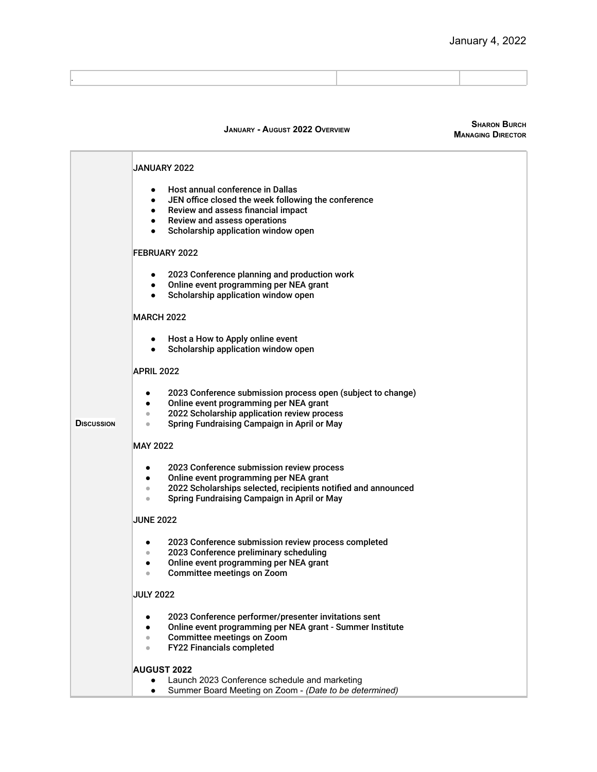January 4, 2022

| . | | |
|---|---|---|

**JANUARY - AUGUST 2022 OVERVIEW**

**SHARON BURCH**
**MANAGING DIRECTOR**

| | |
|---|---|
| **DISCUSSION** | JANUARY 2022<br><br>• Host annual conference in Dallas<br>• JEN office closed the week following the conference<br>• Review and assess financial impact<br>• Review and assess operations<br>• Scholarship application window open<br><br>FEBRUARY 2022<br><br>• 2023 Conference planning and production work<br>• Online event programming per NEA grant<br>• Scholarship application window open<br><br>MARCH 2022<br><br>• Host a How to Apply online event<br>• Scholarship application window open<br><br>APRIL 2022<br><br>• 2023 Conference submission process open (subject to change)<br>• Online event programming per NEA grant<br>• 2022 Scholarship application review process<br>• Spring Fundraising Campaign in April or May<br><br>MAY 2022<br><br>• 2023 Conference submission review process<br>• Online event programming per NEA grant<br>• 2022 Scholarships selected, recipients notified and announced<br>• Spring Fundraising Campaign in April or May<br><br>JUNE 2022<br><br>• 2023 Conference submission review process completed<br>• 2023 Conference preliminary scheduling<br>• Online event programming per NEA grant<br>• Committee meetings on Zoom<br><br>JULY 2022<br><br>• 2023 Conference performer/presenter invitations sent<br>• Online event programming per NEA grant - Summer Institute<br>• Committee meetings on Zoom<br>• FY22 Financials completed<br><br>**AUGUST 2022**<br>• Launch 2023 Conference schedule and marketing<br>• Summer Board Meeting on Zoom - *(Date to be determined)* |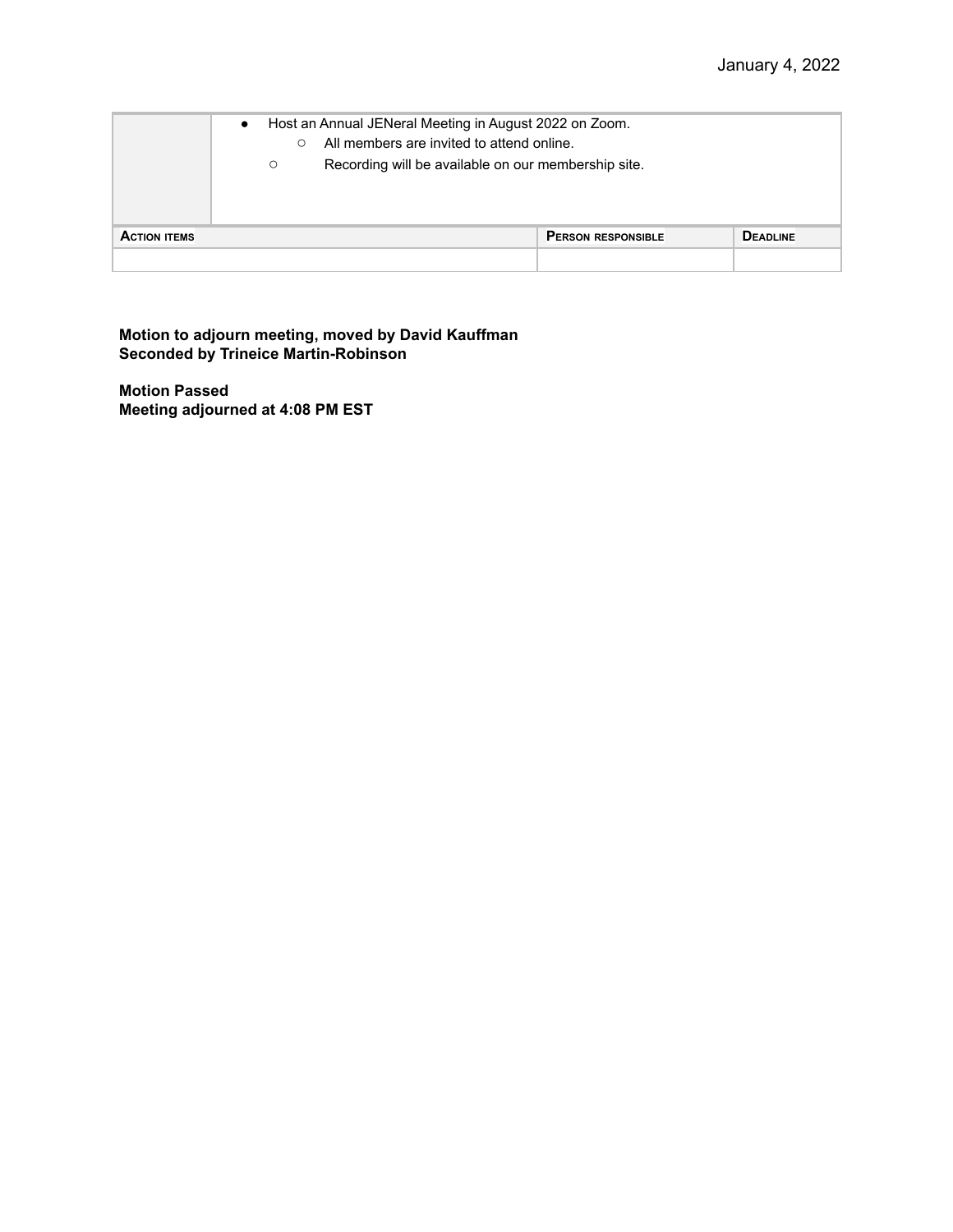| | |
|---|---|
| | - Host an Annual JENeral Meeting in August 2022 on Zoom.<br>  - All members are invited to attend online.<br>  - Recording will be available on our membership site. |

| Action items | Person responsible | Deadline |
|---|---|---|
| | | |

**Motion to adjourn meeting, moved by David Kauffman**
**Seconded by Trineice Martin-Robinson**

**Motion Passed**
**Meeting adjourned at 4:08 PM EST**